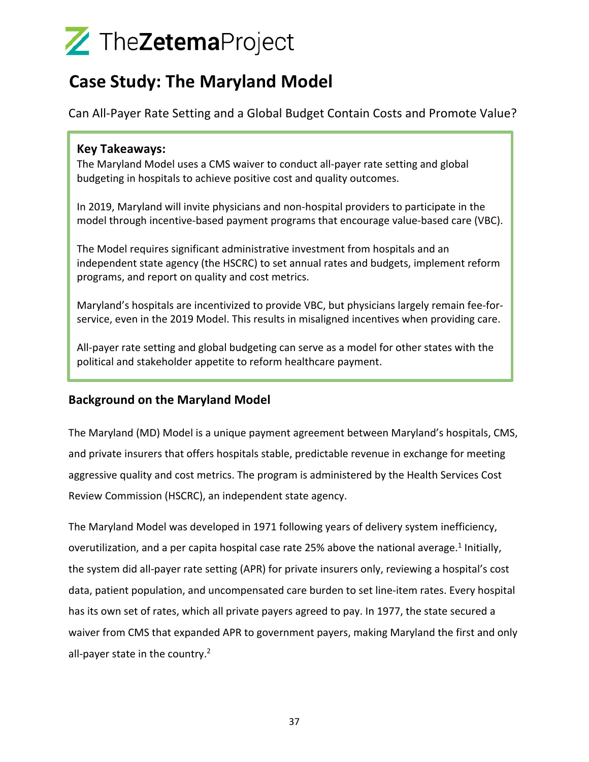TheZetemaProject

# Case Study: The Maryland Model

Can All-Payer Rate Setting and a Global Budget Contain Costs and Promote Value?

**Key Takeaways:**

The Maryland Model uses a CMS waiver to conduct all-payer rate setting and global budgeting in hospitals to achieve positive cost and quality outcomes.

In 2019, Maryland will invite physicians and non-hospital providers to participate in the model through incentive-based payment programs that encourage value-based care (VBC).

The Model requires significant administrative investment from hospitals and an independent state agency (the HSCRC) to set annual rates and budgets, implement reform programs, and report on quality and cost metrics.

Maryland's hospitals are incentivized to provide VBC, but physicians largely remain fee-for-service, even in the 2019 Model. This results in misaligned incentives when providing care.

All-payer rate setting and global budgeting can serve as a model for other states with the political and stakeholder appetite to reform healthcare payment.

## Background on the Maryland Model

The Maryland (MD) Model is a unique payment agreement between Maryland's hospitals, CMS, and private insurers that offers hospitals stable, predictable revenue in exchange for meeting aggressive quality and cost metrics. The program is administered by the Health Services Cost Review Commission (HSCRC), an independent state agency.

The Maryland Model was developed in 1971 following years of delivery system inefficiency, overutilization, and a per capita hospital case rate 25% above the national average.[1] Initially, the system did all-payer rate setting (APR) for private insurers only, reviewing a hospital's cost data, patient population, and uncompensated care burden to set line-item rates. Every hospital has its own set of rates, which all private payers agreed to pay. In 1977, the state secured a waiver from CMS that expanded APR to government payers, making Maryland the first and only all-payer state in the country.[2]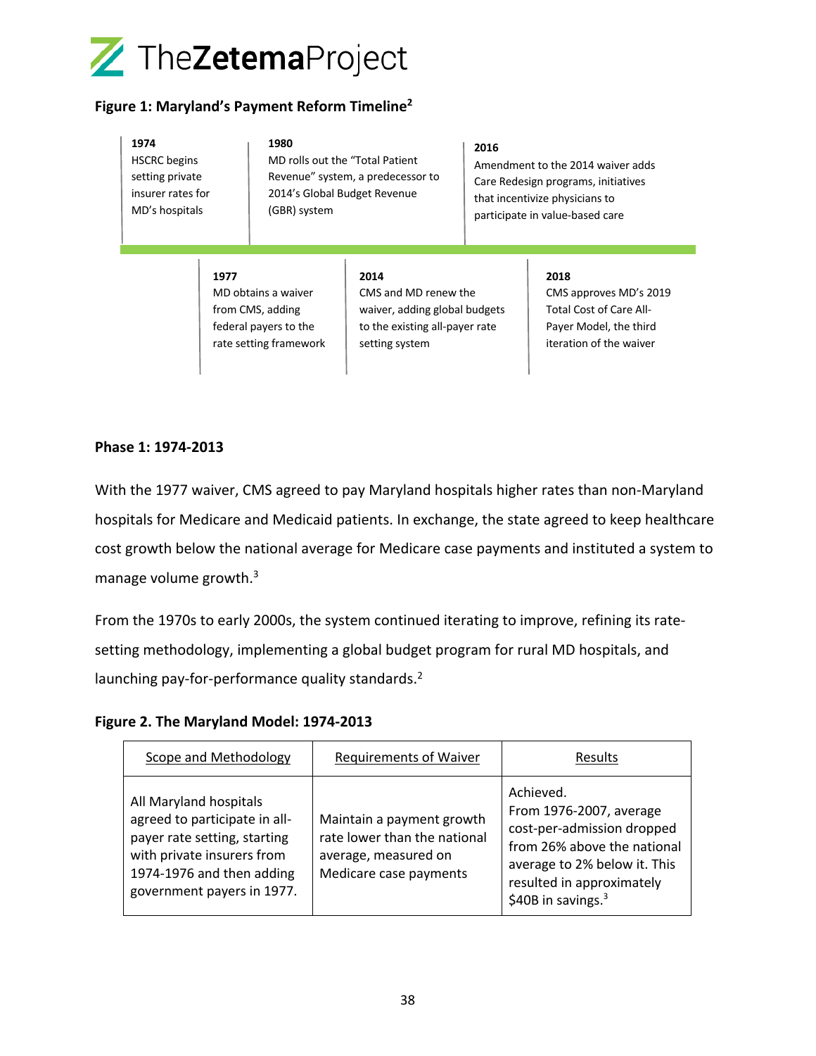**Figure 1: Maryland's Payment Reform Timeline**[2]

**1974**
HSCRC begins setting private insurer rates for MD's hospitals

**1977**
MD obtains a waiver from CMS, adding federal payers to the rate setting framework

**1980**
MD rolls out the "Total Patient Revenue" system, a predecessor to 2014's Global Budget Revenue (GBR) system

**2014**
CMS and MD renew the waiver, adding global budgets to the existing all-payer rate setting system

**2016**
Amendment to the 2014 waiver adds Care Redesign programs, initiatives that incentivize physicians to participate in value-based care

**2018**
CMS approves MD's 2019 Total Cost of Care All-Payer Model, the third iteration of the waiver

**Phase 1: 1974-2013**

With the 1977 waiver, CMS agreed to pay Maryland hospitals higher rates than non-Maryland hospitals for Medicare and Medicaid patients. In exchange, the state agreed to keep healthcare cost growth below the national average for Medicare case payments and instituted a system to manage volume growth.[3]

From the 1970s to early 2000s, the system continued iterating to improve, refining its rate-setting methodology, implementing a global budget program for rural MD hospitals, and launching pay-for-performance quality standards.[2]

**Figure 2. The Maryland Model: 1974-2013**

| Scope and Methodology | Requirements of Waiver | Results |
|---|---|---|
| All Maryland hospitals agreed to participate in all-payer rate setting, starting with private insurers from 1974-1976 and then adding government payers in 1977. | Maintain a payment growth rate lower than the national average, measured on Medicare case payments | Achieved. From 1976-2007, average cost-per-admission dropped from 26% above the national average to 2% below it. This resulted in approximately $40B in savings.[3] |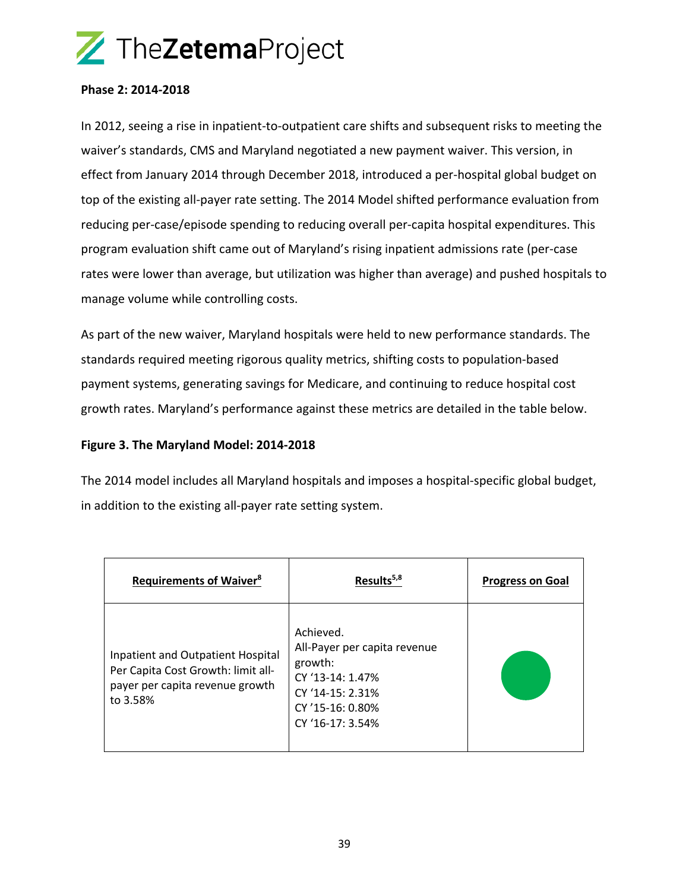### Phase 2: 2014-2018

In 2012, seeing a rise in inpatient-to-outpatient care shifts and subsequent risks to meeting the waiver's standards, CMS and Maryland negotiated a new payment waiver. This version, in effect from January 2014 through December 2018, introduced a per-hospital global budget on top of the existing all-payer rate setting. The 2014 Model shifted performance evaluation from reducing per-case/episode spending to reducing overall per-capita hospital expenditures. This program evaluation shift came out of Maryland's rising inpatient admissions rate (per-case rates were lower than average, but utilization was higher than average) and pushed hospitals to manage volume while controlling costs.

As part of the new waiver, Maryland hospitals were held to new performance standards. The standards required meeting rigorous quality metrics, shifting costs to population-based payment systems, generating savings for Medicare, and continuing to reduce hospital cost growth rates. Maryland's performance against these metrics are detailed in the table below.

**Figure 3. The Maryland Model: 2014-2018**

The 2014 model includes all Maryland hospitals and imposes a hospital-specific global budget, in addition to the existing all-payer rate setting system.

| Requirements of Waiver[8] | Results[5,8] | Progress on Goal |
|---|---|---|
| Inpatient and Outpatient Hospital Per Capita Cost Growth: limit all-payer per capita revenue growth to 3.58% | Achieved.<br>All-Payer per capita revenue growth:<br>CY '13-14: 1.47%<br>CY '14-15: 2.31%<br>CY '15-16: 0.80%<br>CY '16-17: 3.54% | ● (green) |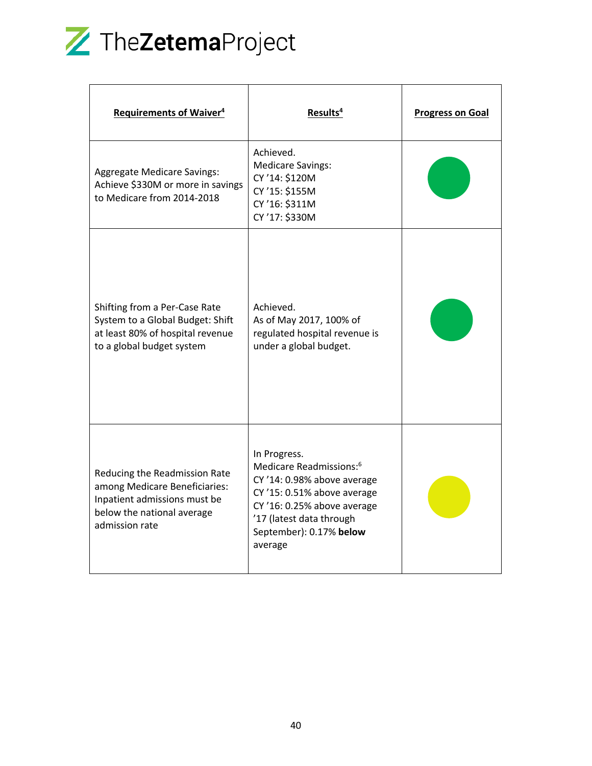| Requirements of Waiver[4] | Results[4] | Progress on Goal |
| --- | --- | --- |
| Aggregate Medicare Savings: Achieve $330M or more in savings to Medicare from 2014-2018 | Achieved.<br>Medicare Savings:<br>CY '14: $120M<br>CY '15: $155M<br>CY '16: $311M<br>CY '17: $330M | Green |
| Shifting from a Per-Case Rate System to a Global Budget: Shift at least 80% of hospital revenue to a global budget system | Achieved.<br>As of May 2017, 100% of regulated hospital revenue is under a global budget. | Green |
| Reducing the Readmission Rate among Medicare Beneficiaries: Inpatient admissions must be below the national average admission rate | In Progress.<br>Medicare Readmissions:[6]<br>CY '14: 0.98% above average<br>CY '15: 0.51% above average<br>CY '16: 0.25% above average<br>'17 (latest data through September): 0.17% **below** average | Yellow |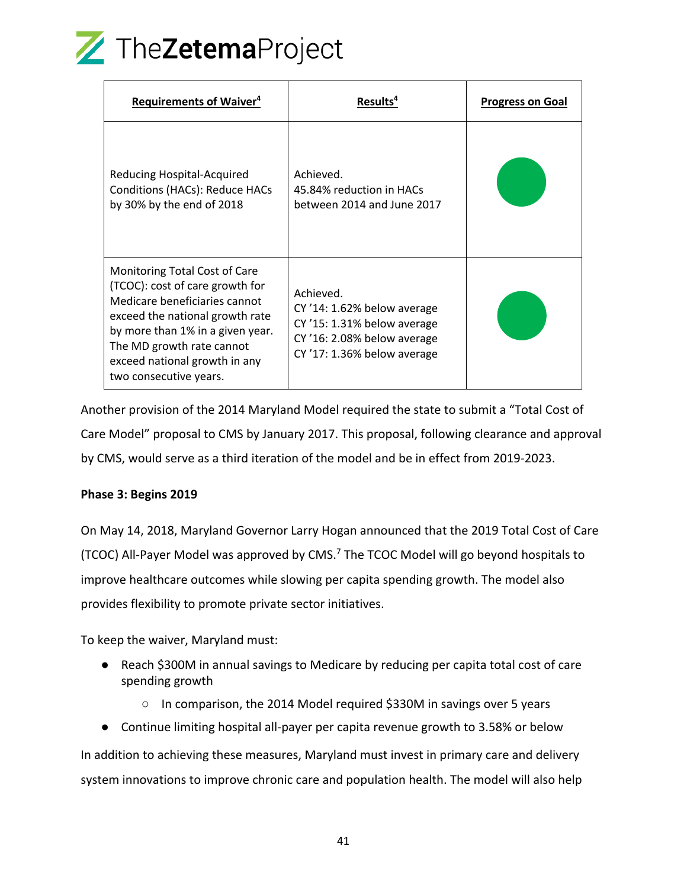| Requirements of Waiver[4] | Results[4] | Progress on Goal |
|---|---|---|
| Reducing Hospital-Acquired Conditions (HACs): Reduce HACs by 30% by the end of 2018 | Achieved.<br>45.84% reduction in HACs between 2014 and June 2017 | ● |
| Monitoring Total Cost of Care (TCOC): cost of care growth for Medicare beneficiaries cannot exceed the national growth rate by more than 1% in a given year. The MD growth rate cannot exceed national growth in any two consecutive years. | Achieved.<br>CY '14: 1.62% below average<br>CY '15: 1.31% below average<br>CY '16: 2.08% below average<br>CY '17: 1.36% below average | ● |

Another provision of the 2014 Maryland Model required the state to submit a "Total Cost of Care Model" proposal to CMS by January 2017. This proposal, following clearance and approval by CMS, would serve as a third iteration of the model and be in effect from 2019-2023.

**Phase 3: Begins 2019**

On May 14, 2018, Maryland Governor Larry Hogan announced that the 2019 Total Cost of Care (TCOC) All-Payer Model was approved by CMS.[7] The TCOC Model will go beyond hospitals to improve healthcare outcomes while slowing per capita spending growth. The model also provides flexibility to promote private sector initiatives.

To keep the waiver, Maryland must:

- Reach $300M in annual savings to Medicare by reducing per capita total cost of care spending growth
  - In comparison, the 2014 Model required $330M in savings over 5 years
- Continue limiting hospital all-payer per capita revenue growth to 3.58% or below

In addition to achieving these measures, Maryland must invest in primary care and delivery system innovations to improve chronic care and population health. The model will also help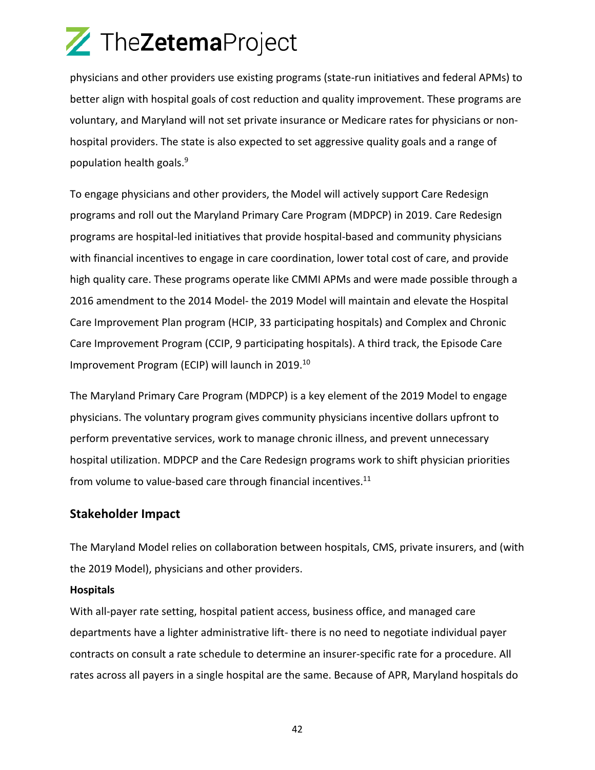physicians and other providers use existing programs (state-run initiatives and federal APMs) to better align with hospital goals of cost reduction and quality improvement. These programs are voluntary, and Maryland will not set private insurance or Medicare rates for physicians or non-hospital providers. The state is also expected to set aggressive quality goals and a range of population health goals.[9]

To engage physicians and other providers, the Model will actively support Care Redesign programs and roll out the Maryland Primary Care Program (MDPCP) in 2019. Care Redesign programs are hospital-led initiatives that provide hospital-based and community physicians with financial incentives to engage in care coordination, lower total cost of care, and provide high quality care. These programs operate like CMMI APMs and were made possible through a 2016 amendment to the 2014 Model- the 2019 Model will maintain and elevate the Hospital Care Improvement Plan program (HCIP, 33 participating hospitals) and Complex and Chronic Care Improvement Program (CCIP, 9 participating hospitals). A third track, the Episode Care Improvement Program (ECIP) will launch in 2019.[10]

The Maryland Primary Care Program (MDPCP) is a key element of the 2019 Model to engage physicians. The voluntary program gives community physicians incentive dollars upfront to perform preventative services, work to manage chronic illness, and prevent unnecessary hospital utilization. MDPCP and the Care Redesign programs work to shift physician priorities from volume to value-based care through financial incentives.[11]

## Stakeholder Impact

The Maryland Model relies on collaboration between hospitals, CMS, private insurers, and (with the 2019 Model), physicians and other providers.

**Hospitals**

With all-payer rate setting, hospital patient access, business office, and managed care departments have a lighter administrative lift- there is no need to negotiate individual payer contracts on consult a rate schedule to determine an insurer-specific rate for a procedure. All rates across all payers in a single hospital are the same. Because of APR, Maryland hospitals do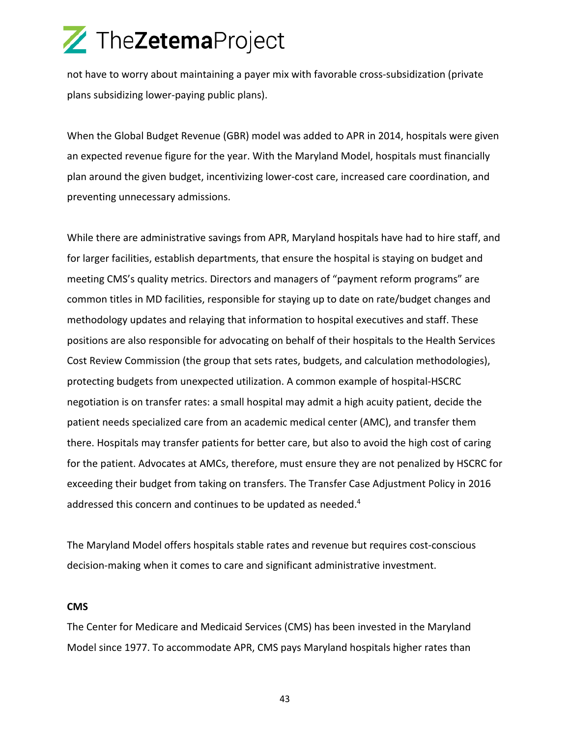not have to worry about maintaining a payer mix with favorable cross-subsidization (private plans subsidizing lower-paying public plans).

When the Global Budget Revenue (GBR) model was added to APR in 2014, hospitals were given an expected revenue figure for the year. With the Maryland Model, hospitals must financially plan around the given budget, incentivizing lower-cost care, increased care coordination, and preventing unnecessary admissions.

While there are administrative savings from APR, Maryland hospitals have had to hire staff, and for larger facilities, establish departments, that ensure the hospital is staying on budget and meeting CMS's quality metrics. Directors and managers of "payment reform programs" are common titles in MD facilities, responsible for staying up to date on rate/budget changes and methodology updates and relaying that information to hospital executives and staff. These positions are also responsible for advocating on behalf of their hospitals to the Health Services Cost Review Commission (the group that sets rates, budgets, and calculation methodologies), protecting budgets from unexpected utilization. A common example of hospital-HSCRC negotiation is on transfer rates: a small hospital may admit a high acuity patient, decide the patient needs specialized care from an academic medical center (AMC), and transfer them there. Hospitals may transfer patients for better care, but also to avoid the high cost of caring for the patient. Advocates at AMCs, therefore, must ensure they are not penalized by HSCRC for exceeding their budget from taking on transfers. The Transfer Case Adjustment Policy in 2016 addressed this concern and continues to be updated as needed.[4]

The Maryland Model offers hospitals stable rates and revenue but requires cost-conscious decision-making when it comes to care and significant administrative investment.

**CMS**

The Center for Medicare and Medicaid Services (CMS) has been invested in the Maryland Model since 1977. To accommodate APR, CMS pays Maryland hospitals higher rates than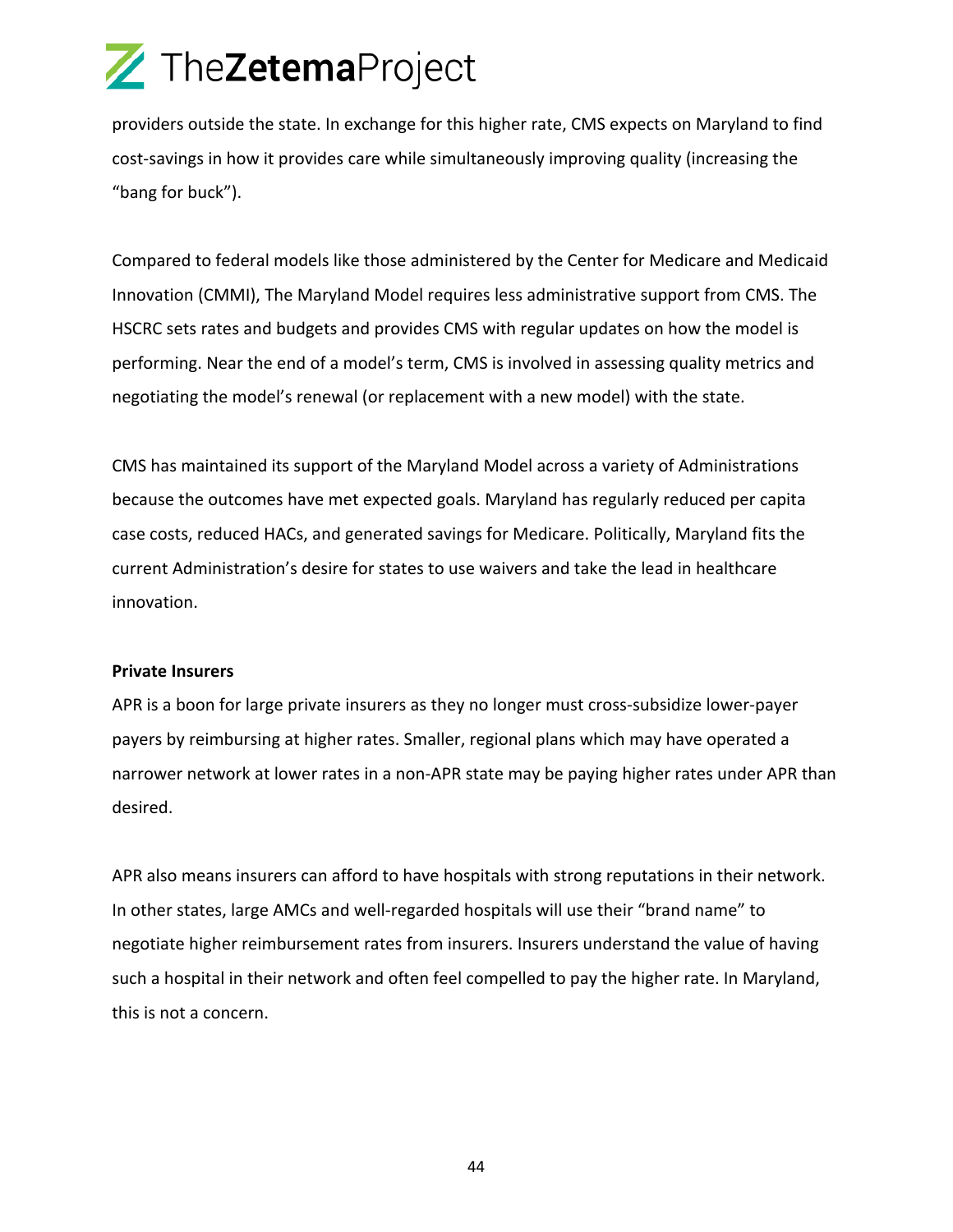providers outside the state. In exchange for this higher rate, CMS expects on Maryland to find cost-savings in how it provides care while simultaneously improving quality (increasing the "bang for buck").

Compared to federal models like those administered by the Center for Medicare and Medicaid Innovation (CMMI), The Maryland Model requires less administrative support from CMS. The HSCRC sets rates and budgets and provides CMS with regular updates on how the model is performing. Near the end of a model's term, CMS is involved in assessing quality metrics and negotiating the model's renewal (or replacement with a new model) with the state.

CMS has maintained its support of the Maryland Model across a variety of Administrations because the outcomes have met expected goals. Maryland has regularly reduced per capita case costs, reduced HACs, and generated savings for Medicare. Politically, Maryland fits the current Administration's desire for states to use waivers and take the lead in healthcare innovation.

**Private Insurers**

APR is a boon for large private insurers as they no longer must cross-subsidize lower-payer payers by reimbursing at higher rates. Smaller, regional plans which may have operated a narrower network at lower rates in a non-APR state may be paying higher rates under APR than desired.

APR also means insurers can afford to have hospitals with strong reputations in their network. In other states, large AMCs and well-regarded hospitals will use their "brand name" to negotiate higher reimbursement rates from insurers. Insurers understand the value of having such a hospital in their network and often feel compelled to pay the higher rate. In Maryland, this is not a concern.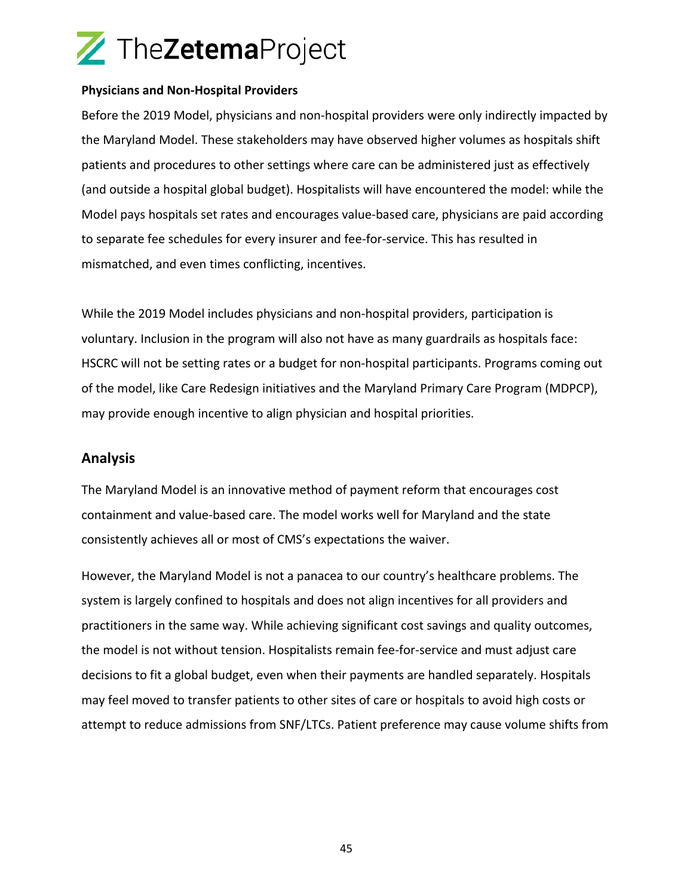**Physicians and Non-Hospital Providers**

Before the 2019 Model, physicians and non-hospital providers were only indirectly impacted by the Maryland Model. These stakeholders may have observed higher volumes as hospitals shift patients and procedures to other settings where care can be administered just as effectively (and outside a hospital global budget). Hospitalists will have encountered the model: while the Model pays hospitals set rates and encourages value-based care, physicians are paid according to separate fee schedules for every insurer and fee-for-service. This has resulted in mismatched, and even times conflicting, incentives.

While the 2019 Model includes physicians and non-hospital providers, participation is voluntary. Inclusion in the program will also not have as many guardrails as hospitals face: HSCRC will not be setting rates or a budget for non-hospital participants. Programs coming out of the model, like Care Redesign initiatives and the Maryland Primary Care Program (MDPCP), may provide enough incentive to align physician and hospital priorities.

## Analysis

The Maryland Model is an innovative method of payment reform that encourages cost containment and value-based care. The model works well for Maryland and the state consistently achieves all or most of CMS's expectations the waiver.

However, the Maryland Model is not a panacea to our country's healthcare problems. The system is largely confined to hospitals and does not align incentives for all providers and practitioners in the same way. While achieving significant cost savings and quality outcomes, the model is not without tension. Hospitalists remain fee-for-service and must adjust care decisions to fit a global budget, even when their payments are handled separately. Hospitals may feel moved to transfer patients to other sites of care or hospitals to avoid high costs or attempt to reduce admissions from SNF/LTCs. Patient preference may cause volume shifts from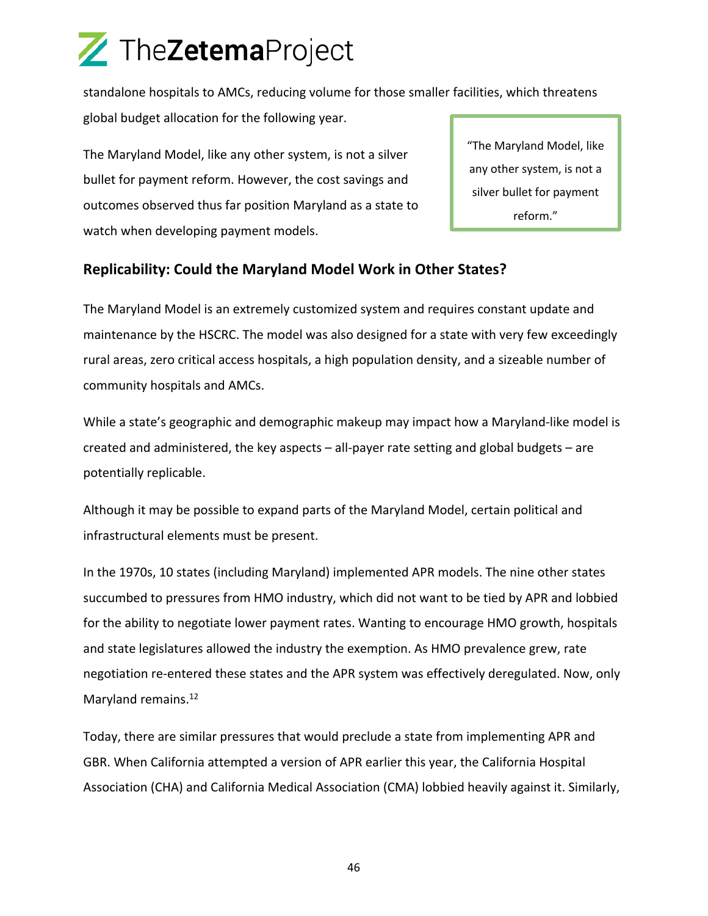standalone hospitals to AMCs, reducing volume for those smaller facilities, which threatens global budget allocation for the following year.

The Maryland Model, like any other system, is not a silver bullet for payment reform. However, the cost savings and outcomes observed thus far position Maryland as a state to watch when developing payment models.

> "The Maryland Model, like any other system, is not a silver bullet for payment reform."

## Replicability: Could the Maryland Model Work in Other States?

The Maryland Model is an extremely customized system and requires constant update and maintenance by the HSCRC. The model was also designed for a state with very few exceedingly rural areas, zero critical access hospitals, a high population density, and a sizeable number of community hospitals and AMCs.

While a state's geographic and demographic makeup may impact how a Maryland-like model is created and administered, the key aspects – all-payer rate setting and global budgets – are potentially replicable.

Although it may be possible to expand parts of the Maryland Model, certain political and infrastructural elements must be present.

In the 1970s, 10 states (including Maryland) implemented APR models. The nine other states succumbed to pressures from HMO industry, which did not want to be tied by APR and lobbied for the ability to negotiate lower payment rates. Wanting to encourage HMO growth, hospitals and state legislatures allowed the industry the exemption. As HMO prevalence grew, rate negotiation re-entered these states and the APR system was effectively deregulated. Now, only Maryland remains.[12]

Today, there are similar pressures that would preclude a state from implementing APR and GBR. When California attempted a version of APR earlier this year, the California Hospital Association (CHA) and California Medical Association (CMA) lobbied heavily against it. Similarly,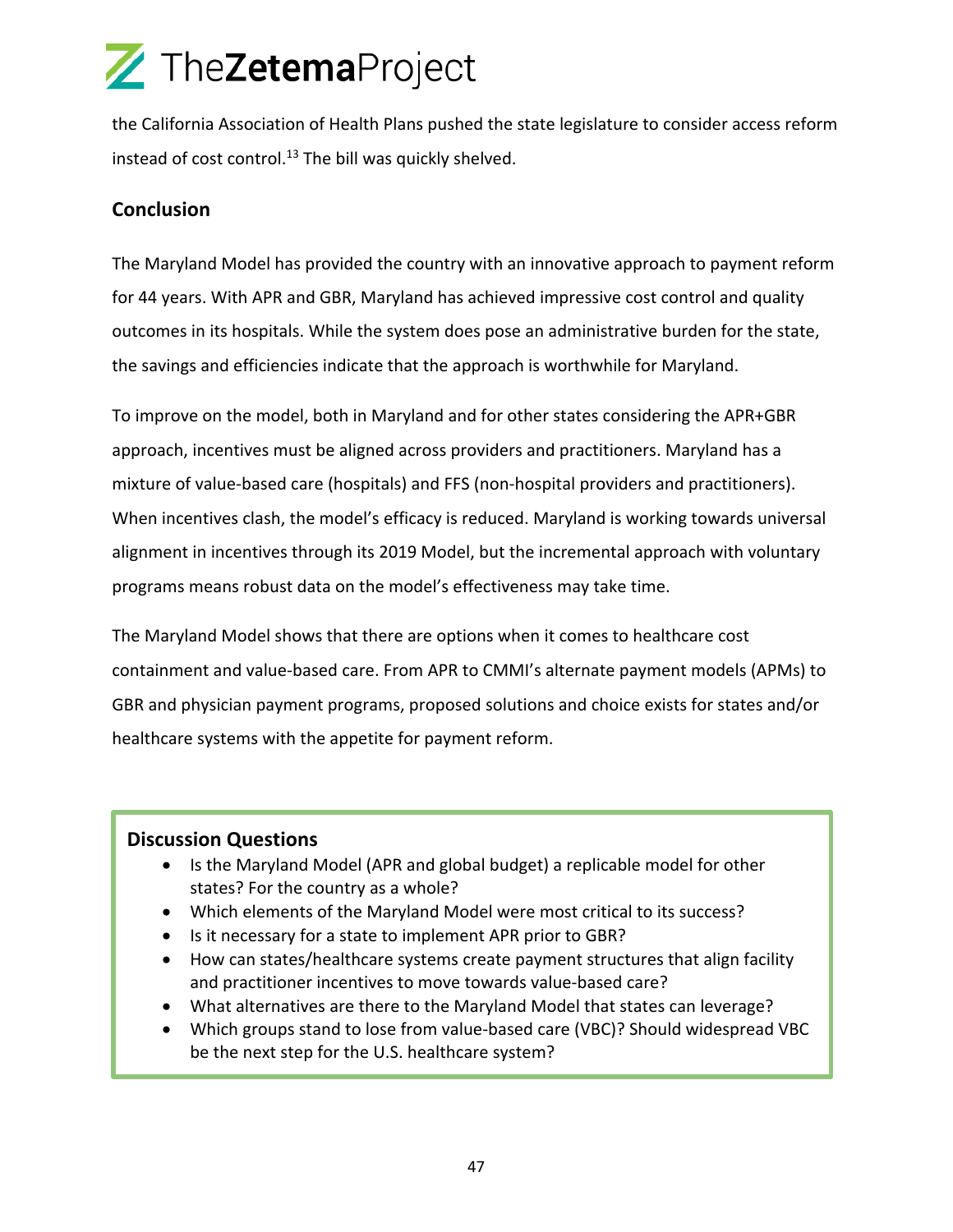the California Association of Health Plans pushed the state legislature to consider access reform instead of cost control.[13] The bill was quickly shelved.

## Conclusion

The Maryland Model has provided the country with an innovative approach to payment reform for 44 years. With APR and GBR, Maryland has achieved impressive cost control and quality outcomes in its hospitals. While the system does pose an administrative burden for the state, the savings and efficiencies indicate that the approach is worthwhile for Maryland.

To improve on the model, both in Maryland and for other states considering the APR+GBR approach, incentives must be aligned across providers and practitioners. Maryland has a mixture of value-based care (hospitals) and FFS (non-hospital providers and practitioners). When incentives clash, the model's efficacy is reduced. Maryland is working towards universal alignment in incentives through its 2019 Model, but the incremental approach with voluntary programs means robust data on the model's effectiveness may take time.

The Maryland Model shows that there are options when it comes to healthcare cost containment and value-based care. From APR to CMMI's alternate payment models (APMs) to GBR and physician payment programs, proposed solutions and choice exists for states and/or healthcare systems with the appetite for payment reform.

### Discussion Questions

- Is the Maryland Model (APR and global budget) a replicable model for other states? For the country as a whole?
- Which elements of the Maryland Model were most critical to its success?
- Is it necessary for a state to implement APR prior to GBR?
- How can states/healthcare systems create payment structures that align facility and practitioner incentives to move towards value-based care?
- What alternatives are there to the Maryland Model that states can leverage?
- Which groups stand to lose from value-based care (VBC)? Should widespread VBC be the next step for the U.S. healthcare system?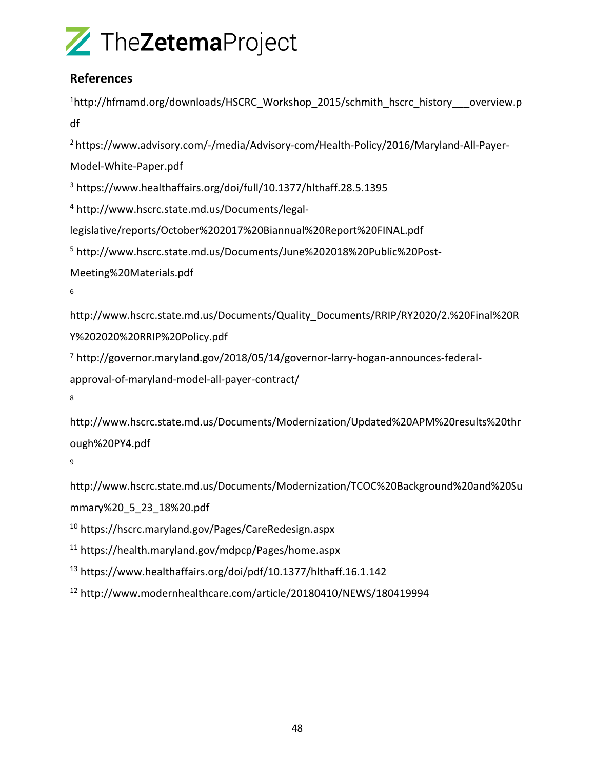## References

[1]http://hfmamd.org/downloads/HSCRC_Workshop_2015/schmith_hscrc_history___overview.pdf

[2] https://www.advisory.com/-/media/Advisory-com/Health-Policy/2016/Maryland-All-Payer-Model-White-Paper.pdf

[3] https://www.healthaffairs.org/doi/full/10.1377/hlthaff.28.5.1395

[4] http://www.hscrc.state.md.us/Documents/legal-legislative/reports/October%202017%20Biannual%20Report%20FINAL.pdf

[5] http://www.hscrc.state.md.us/Documents/June%202018%20Public%20Post-Meeting%20Materials.pdf

[6] http://www.hscrc.state.md.us/Documents/Quality_Documents/RRIP/RY2020/2.%20Final%20RY%202020%20RRIP%20Policy.pdf

[7] http://governor.maryland.gov/2018/05/14/governor-larry-hogan-announces-federal-approval-of-maryland-model-all-payer-contract/

[8] http://www.hscrc.state.md.us/Documents/Modernization/Updated%20APM%20results%20through%20PY4.pdf

[9] http://www.hscrc.state.md.us/Documents/Modernization/TCOC%20Background%20and%20Summary%20_5_23_18%20.pdf

[10] https://hscrc.maryland.gov/Pages/CareRedesign.aspx

[11] https://health.maryland.gov/mdpcp/Pages/home.aspx

[13] https://www.healthaffairs.org/doi/pdf/10.1377/hlthaff.16.1.142

[12] http://www.modernhealthcare.com/article/20180410/NEWS/180419994